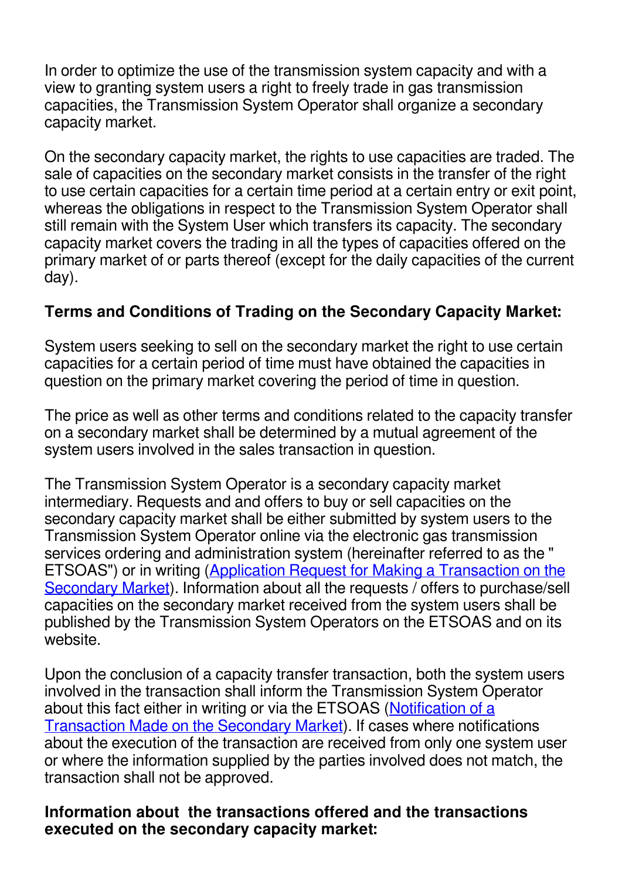In order to optimize the use of the transmission system capacity and with a view to granting system users a right to freely trade in gas transmission capacities, the Transmission System Operator shall organize a secondary capacity market.

On the secondary capacity market, the rights to use capacities are traded. The sale of capacities on the secondary market consists in the transfer of the right to use certain capacities for a certain time period at a certain entry or exit point, whereas the obligations in respect to the Transmission System Operator shall still remain with the System User which transfers its capacity. The secondary capacity market covers the trading in all the types of capacities offered on the primary market of or parts thereof (except for the daily capacities of the current day).

**Terms and Conditions of Trading on the Secondary Capacity Market:**

System users seeking to sell on the secondary market the right to use certain capacities for a certain period of time must have obtained the capacities in question on the primary market covering the period of time in question.

The price as well as other terms and conditions related to the capacity transfer on a secondary market shall be determined by a mutual agreement of the system users involved in the sales transaction in question.

The Transmission System Operator is a secondary capacity market intermediary. Requests and and offers to buy or sell capacities on the secondary capacity market shall be either submitted by system users to the Transmission System Operator online via the electronic gas transmission services ordering and administration system (hereinafter referred to as the " ETSOAS") or in writing (Application Request for Making a Transaction on the Secondary Market). Information about all the requests / offers to purchase/sell capacities on the secondary market received from the system users shall be published by the Transmission System Operators on the ETSOAS and on its website.

Upon the conclusion of a capacity transfer transaction, both the system users involved in the transaction shall inform the Transmission System Operator about this fact either in writing or via the ETSOAS (Notification of a Transaction Made on the Secondary Market). If cases where notifications about the execution of the transaction are received from only one system user or where the information supplied by the parties involved does not match, the transaction shall not be approved.

**Information about the transactions offered and the transactions executed on the secondary capacity market:**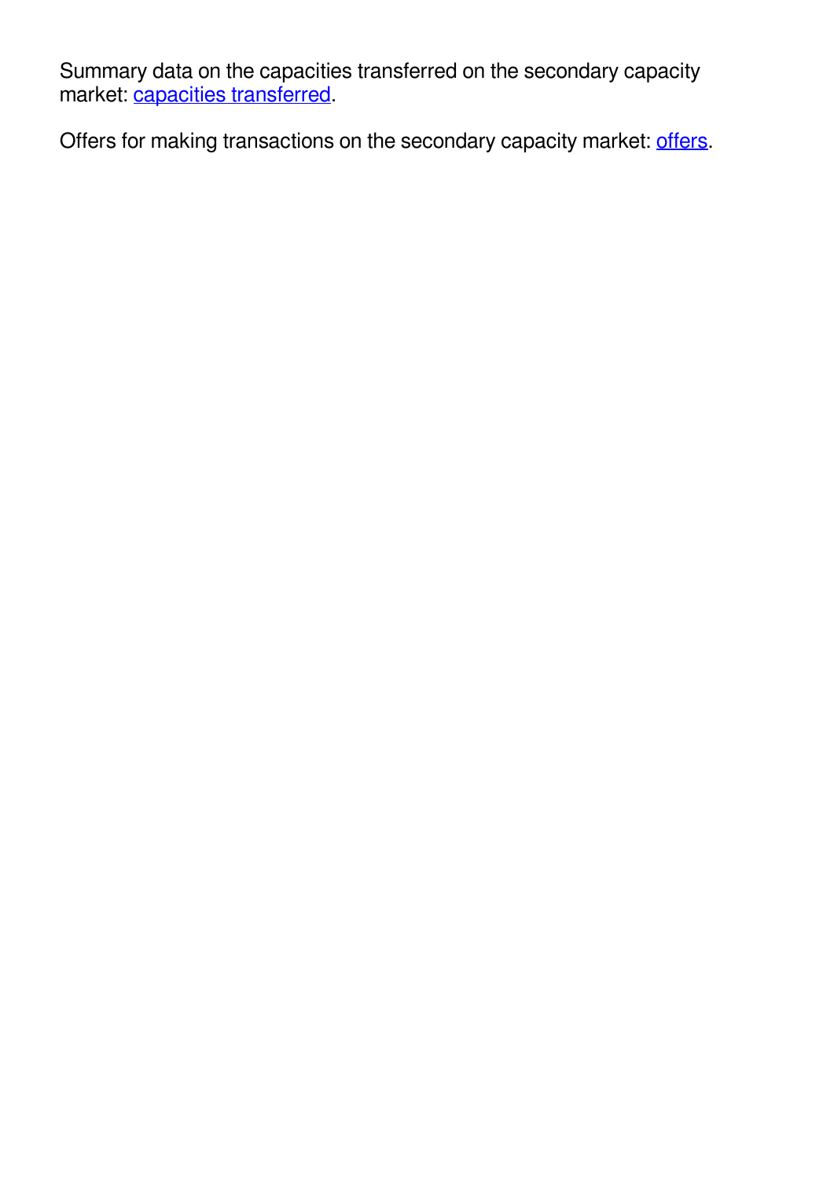Summary data on the capacities transferred on the secondary capacity market: capacities transferred.

Offers for making transactions on the secondary capacity market: offers.